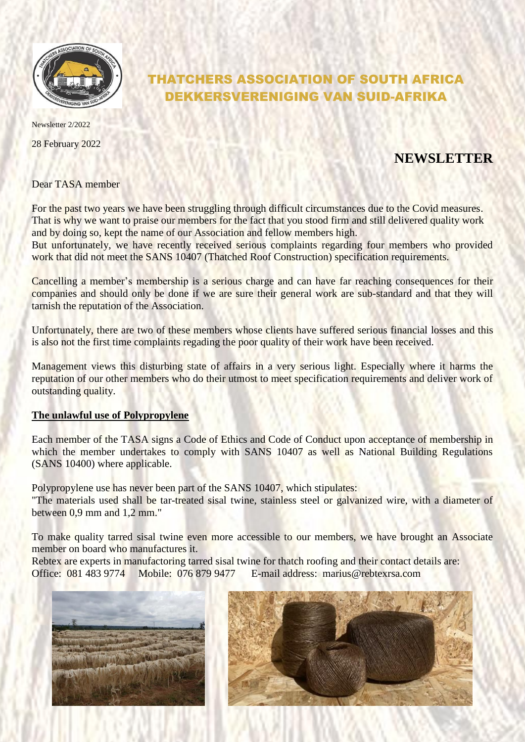# THATCHERS ASSOCIATION OF SOUTH AFRICA
# DEKKERSVERENIGING VAN SUID-AFRIKA

Newsletter 2/2022

28 February 2022

## NEWSLETTER

Dear TASA member

For the past two years we have been struggling through difficult circumstances due to the Covid measures. That is why we want to praise our members for the fact that you stood firm and still delivered quality work and by doing so, kept the name of our Association and fellow members high.
But unfortunately, we have recently received serious complaints regarding four members who provided work that did not meet the SANS 10407 (Thatched Roof Construction) specification requirements.

Cancelling a member's membership is a serious charge and can have far reaching consequences for their companies and should only be done if we are sure their general work are sub-standard and that they will tarnish the reputation of the Association.

Unfortunately, there are two of these members whose clients have suffered serious financial losses and this is also not the first time complaints regading the poor quality of their work have been received.

Management views this disturbing state of affairs in a very serious light. Especially where it harms the reputation of our other members who do their utmost to meet specification requirements and deliver work of outstanding quality.

**The unlawful use of Polypropylene**

Each member of the TASA signs a Code of Ethics and Code of Conduct upon acceptance of membership in which the member undertakes to comply with SANS 10407 as well as National Building Regulations (SANS 10400) where applicable.

Polypropylene use has never been part of the SANS 10407, which stipulates:
"The materials used shall be tar-treated sisal twine, stainless steel or galvanized wire, with a diameter of between 0,9 mm and 1,2 mm."

To make quality tarred sisal twine even more accessible to our members, we have brought an Associate member on board who manufactures it.
Rebtex are experts in manufactoring tarred sisal twine for thatch roofing and their contact details are:
Office: 081 483 9774 Mobile: 076 879 9477 E-mail address: marius@rebtexrsa.com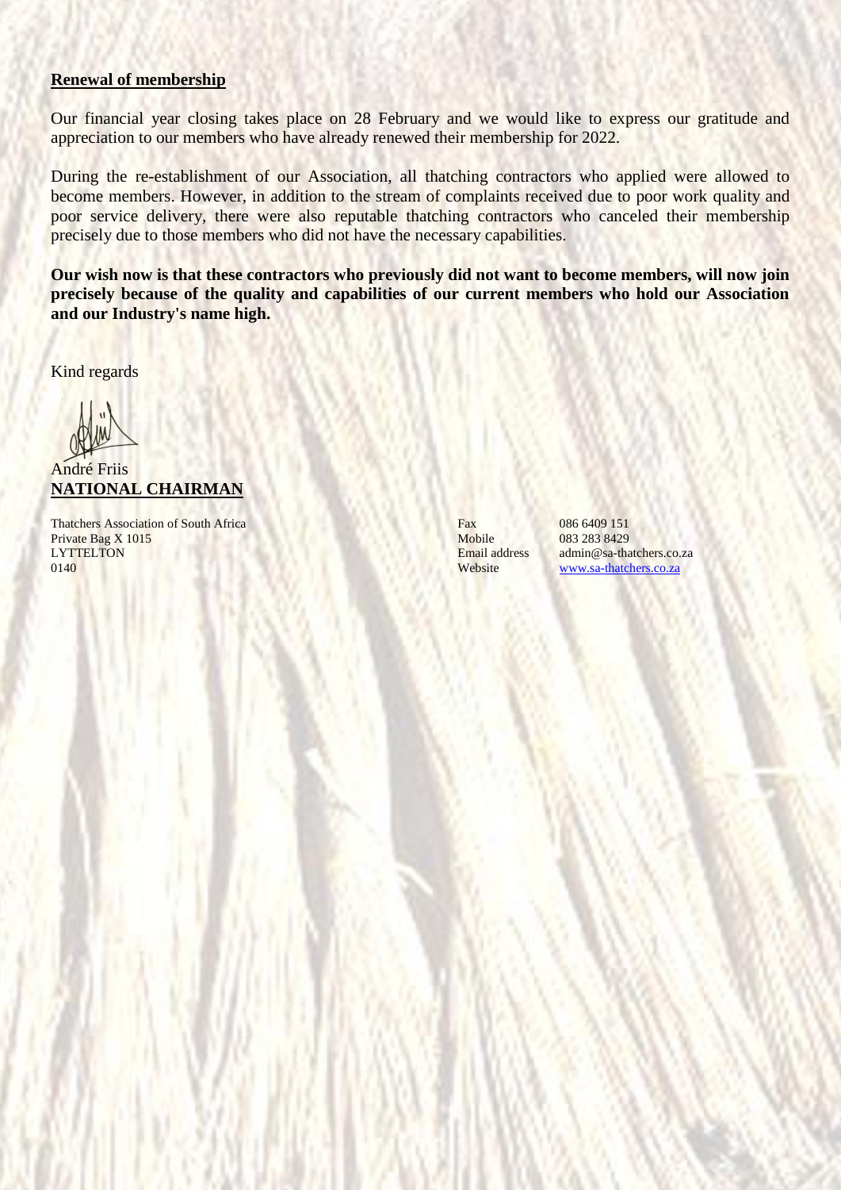**Renewal of membership**

Our financial year closing takes place on 28 February and we would like to express our gratitude and appreciation to our members who have already renewed their membership for 2022.

During the re-establishment of our Association, all thatching contractors who applied were allowed to become members. However, in addition to the stream of complaints received due to poor work quality and poor service delivery, there were also reputable thatching contractors who canceled their membership precisely due to those members who did not have the necessary capabilities.

**Our wish now is that these contractors who previously did not want to become members, will now join precisely because of the quality and capabilities of our current members who hold our Association and our Industry's name high.**

Kind regards

André Friis
**NATIONAL CHAIRMAN**

Thatchers Association of South Africa
Private Bag X 1015
LYTTELTON
0140

Fax 086 6409 151
Mobile 083 283 8429
Email address admin@sa-thatchers.co.za
Website www.sa-thatchers.co.za